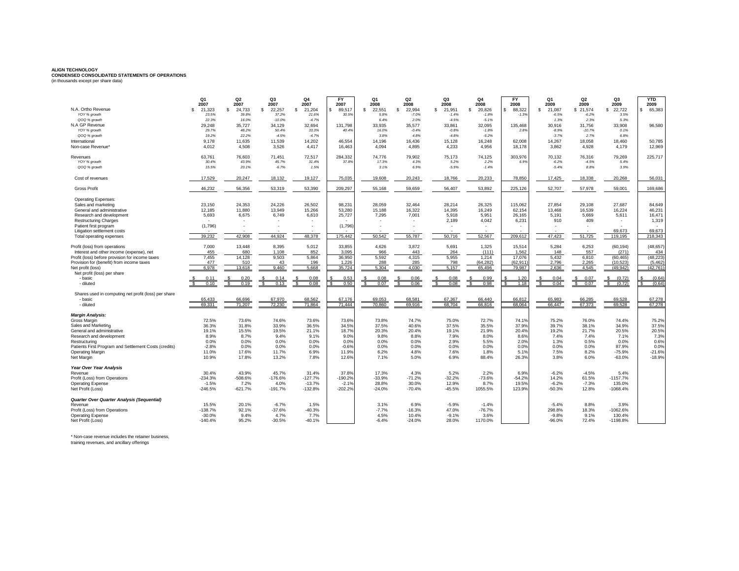**ALIGN TECHNOLOGY**
**CONDENSED CONSOLIDATED STATEMENTS OF OPERATIONS**
(in thousands except per share data)

| | Q1 2007 | Q2 2007 | Q3 2007 | Q4 2007 | FY 2007 | Q1 2008 | Q2 2008 | Q3 2008 | Q4 2008 | FY 2008 | Q1 2009 | Q2 2009 | Q3 2009 | YTD 2009 |
|---|---|---|---|---|---|---|---|---|---|---|---|---|---|---|
| N.A. Ortho Revenue | $ 21,323 | $ 24,733 | $ 22,257 | $ 21,204 | $ 89,517 | $ 22,551 | $ 22,994 | $ 21,951 | $ 20,826 | $ 88,322 | $ 21,087 | $ 21,574 | $ 22,722 | $ 65,383 |
| *YOY % growth* | *23.5%* | *39.8%* | *37.2%* | *21.6%* | *30.5%* | *5.8%* | *-7.0%* | *-1.4%* | *-1.8%* | *-1.3%* | *-6.5%* | *-6.2%* | *3.5%* | |
| *QOQ % growth* | *22.3%* | *16.0%* | *-10.0%* | *-4.7%* | | *6.4%* | *2.0%* | *-4.5%* | *-5.1%* | | *1.3%* | *2.3%* | *5.3%* | |
| N.A GP Revenue | 29,248 | 35,727 | 34,129 | 32,694 | 131,798 | 33,935 | 35,577 | 33,861 | 32,095 | 135,468 | 30,916 | 31,756 | 33,908 | 96,580 |
| *YOY % growth* | *29.7%* | *48.2%* | *50.4%* | *33.3%* | *40.4%* | *16.0%* | *-0.4%* | *-0.8%* | *-1.8%* | *2.8%* | *-8.9%* | *-10.7%* | *0.1%* | |
| *QOQ % growth* | *19.2%* | *22.2%* | *-4.5%* | *-4.7%* | | *3.8%* | *4.8%* | *-4.8%* | *-5.2%* | | *-3.7%* | *2.7%* | *6.8%* | |
| International | 9,178 | 11,635 | 11,539 | 14,202 | 46,554 | 14,196 | 16,436 | 15,128 | 16,248 | 62,008 | 14,267 | 18,058 | 18,460 | 50,785 |
| Non-case Revenue* | 4,012 | 4,508 | 3,526 | 4,417 | 16,463 | 4,094 | 4,895 | 4,233 | 4,956 | 18,178 | 3,862 | 4,928 | 4,179 | 12,969 |
| Revenues | 63,761 | 76,603 | 71,451 | 72,517 | 284,332 | 74,776 | 79,902 | 75,173 | 74,125 | 303,976 | 70,132 | 76,316 | 79,269 | 225,717 |
| *YOY % growth* | *30.4%* | *43.9%* | *45.7%* | *31.4%* | *37.8%* | *17.3%* | *4.3%* | *5.2%* | *2.2%* | *6.9%* | *-6.2%* | *-4.5%* | *5.4%* | |
| *QOQ % growth* | *15.5%* | *20.1%* | *-6.7%* | *1.5%* | | *3.1%* | *6.9%* | *-5.9%* | *-1.4%* | | *-5.4%* | *8.8%* | *3.9%* | |
| Cost of revenues | 17,529 | 20,247 | 18,132 | 19,127 | 75,035 | 19,608 | 20,243 | 18,766 | 20,233 | 78,850 | 17,425 | 18,338 | 20,268 | 56,031 |
| Gross Profit | 46,232 | 56,356 | 53,319 | 53,390 | 209,297 | 55,168 | 59,659 | 56,407 | 53,892 | 225,126 | 52,707 | 57,978 | 59,001 | 169,686 |
| Operating Expenses: | | | | | | | | | | | | | | |
| Sales and marketing | 23,150 | 24,353 | 24,226 | 26,502 | 98,231 | 28,059 | 32,464 | 28,214 | 26,325 | 115,062 | 27,854 | 29,108 | 27,687 | 84,649 |
| General and administrative | 12,185 | 11,880 | 13,949 | 15,266 | 53,280 | 15,188 | 16,322 | 14,395 | 16,249 | 62,154 | 13,468 | 16,539 | 16,224 | 46,231 |
| Research and development | 5,693 | 6,675 | 6,749 | 6,610 | 25,727 | 7,295 | 7,001 | 5,918 | 5,951 | 26,165 | 5,191 | 5,669 | 5,611 | 16,471 |
| Restructuring Charges | - | - | - | - | - | - | - | 2,189 | 4,042 | 6,231 | 910 | 409 | - | 1,319 |
| Patient first program | (1,796) | - | - | - | (1,796) | - | - | - | - | - | - | - | - | - |
| Litigation settlement costs | - | - | - | - | - | - | - | - | - | - | - | - | 69,673 | 69,673 |
| Total operating expenses | 39,232 | 42,908 | 44,924 | 48,378 | 175,442 | 50,542 | 55,787 | 50,716 | 52,567 | 209,612 | 47,423 | 51,725 | 119,195 | 218,343 |
| Profit (loss) from operations | 7,000 | 13,448 | 8,395 | 5,012 | 33,855 | 4,626 | 3,872 | 5,691 | 1,325 | 15,514 | 5,284 | 6,253 | (60,194) | (48,657) |
| Interest and other income (expense), net | 455 | 680 | 1,108 | 852 | 3,095 | 966 | 443 | 264 | (111) | 1,562 | 148 | 557 | (271) | 434 |
| Profit (loss) before provision for income taxes | 7,455 | 14,128 | 9,503 | 5,864 | 36,950 | 5,592 | 4,315 | 5,955 | 1,214 | 17,076 | 5,432 | 6,810 | (60,465) | (48,223) |
| Provision for (benefit) from income taxes | 477 | 510 | 43 | 196 | 1,226 | 288 | 285 | 798 | (64,282) | (62,911) | 2,796 | 2,265 | (10,523) | (5,462) |
| Net profit (loss) | 6,978 | 13,618 | 9,460 | 5,668 | 35,724 | 5,304 | 4,030 | 5,157 | 65,496 | 79,987 | 2,636 | 4,545 | (49,942) | (42,761) |
| Net profit (loss) per share | | | | | | | | | | | | | | |
| - basic | $ 0.11 | $ 0.20 | $ 0.14 | $ 0.08 | $ 0.53 | $ 0.08 | $ 0.06 | $ 0.08 | $ 0.99 | $ 1.20 | $ 0.04 | $ 0.07 | $ (0.72) | $ (0.64) |
| - diluted | $ 0.10 | $ 0.19 | $ 0.13 | $ 0.08 | $ 0.50 | $ 0.07 | $ 0.06 | $ 0.08 | $ 0.98 | $ 1.18 | $ 0.04 | $ 0.07 | $ (0.72) | $ (0.64) |
| Shares used in computing net profit (loss) per share | | | | | | | | | | | | | | |
| - basic | 65,433 | 66,696 | 67,970 | 68,562 | 67,176 | 69,053 | 68,581 | 67,367 | 66,440 | 66,812 | 65,983 | 66,285 | 69,528 | 67,278 |
| - diluted | 69,331 | 71,207 | 72,230 | 71,864 | 71,444 | 70,860 | 69,916 | 68,704 | 66,816 | 68,064 | 66,447 | 67,373 | 69,528 | 67,278 |
| ***Margin Analysis:*** | | | | | | | | | | | | | | |
| Gross Margin | 72.5% | 73.6% | 74.6% | 73.6% | 73.6% | 73.8% | 74.7% | 75.0% | 72.7% | 74.1% | 75.2% | 76.0% | 74.4% | 75.2% |
| Sales and Marketing | 36.3% | 31.8% | 33.9% | 36.5% | 34.5% | 37.5% | 40.6% | 37.5% | 35.5% | 37.9% | 39.7% | 38.1% | 34.9% | 37.5% |
| General and administrative | 19.1% | 15.5% | 19.5% | 21.1% | 18.7% | 20.3% | 20.4% | 19.1% | 21.9% | 20.4% | 19.2% | 21.7% | 20.5% | 20.5% |
| Research and development | 8.9% | 8.7% | 9.4% | 9.1% | 9.0% | 9.8% | 8.8% | 7.9% | 8.0% | 8.6% | 7.4% | 7.4% | 7.1% | 7.3% |
| Restructuring | 0.0% | 0.0% | 0.0% | 0.0% | 0.0% | 0.0% | 0.0% | 2.9% | 5.5% | 2.0% | 1.3% | 0.5% | 0.0% | 0.6% |
| Patients First Program and Settlement Costs (credits) | -2.8% | 0.0% | 0.0% | 0.0% | -0.6% | 0.0% | 0.0% | 0.0% | 0.0% | 0.0% | 0.0% | 0.0% | 87.9% | 0.0% |
| Operating Margin | 11.0% | 17.6% | 11.7% | 6.9% | 11.9% | 6.2% | 4.8% | 7.6% | 1.8% | 5.1% | 7.5% | 8.2% | -75.9% | -21.6% |
| Net Margin | 10.9% | 17.8% | 13.2% | 7.8% | 12.6% | 7.1% | 5.0% | 6.9% | 88.4% | 26.3% | 3.8% | 6.0% | -63.0% | -18.9% |
| ***Year Over Year Analysis*** | | | | | | | | | | | | | | |
| Revenue | 30.4% | 43.9% | 45.7% | 31.4% | 37.8% | 17.3% | 4.3% | 5.2% | 2.2% | 6.9% | -6.2% | -4.5% | 5.4% | |
| Profit (Loss) from Operations | -234.3% | -508.6% | -176.6% | -127.7% | -190.2% | -33.9% | -71.2% | -32.2% | -73.6% | -54.2% | 14.2% | 61.5% | -1157.7% | |
| Operating Expense | -1.5% | 7.2% | 4.0% | -13.7% | -2.1% | 28.8% | 30.0% | 12.9% | 8.7% | 19.5% | -6.2% | -7.3% | 135.0% | |
| Net Profit (Loss) | -246.5% | -621.7% | -191.7% | -132.8% | -202.2% | -24.0% | -70.4% | -45.5% | 1055.5% | 123.9% | -50.3% | 12.8% | -1068.4% | |
| ***Quarter Over Quarter Analysis (Sequential)*** | | | | | | | | | | | | | | |
| Revenue | 15.5% | 20.1% | -6.7% | 1.5% | | 3.1% | 6.9% | -5.9% | -1.4% | | -5.4% | 8.8% | 3.9% | |
| Profit (Loss) from Operations | -138.7% | 92.1% | -37.6% | -40.3% | | -7.7% | -16.3% | 47.0% | -76.7% | | 298.8% | 18.3% | -1062.6% | |
| Operating Expense | -30.0% | 9.4% | 4.7% | 7.7% | | 4.5% | 10.4% | -9.1% | 3.6% | | -9.8% | 9.1% | 130.4% | |
| Net Profit (Loss) | -140.4% | 95.2% | -30.5% | -40.1% | | -6.4% | -24.0% | 28.0% | 1170.0% | | -96.0% | 72.4% | -1198.8% | |

\* Non-case revenue includes the retainer business, training revenues, and ancillary offerings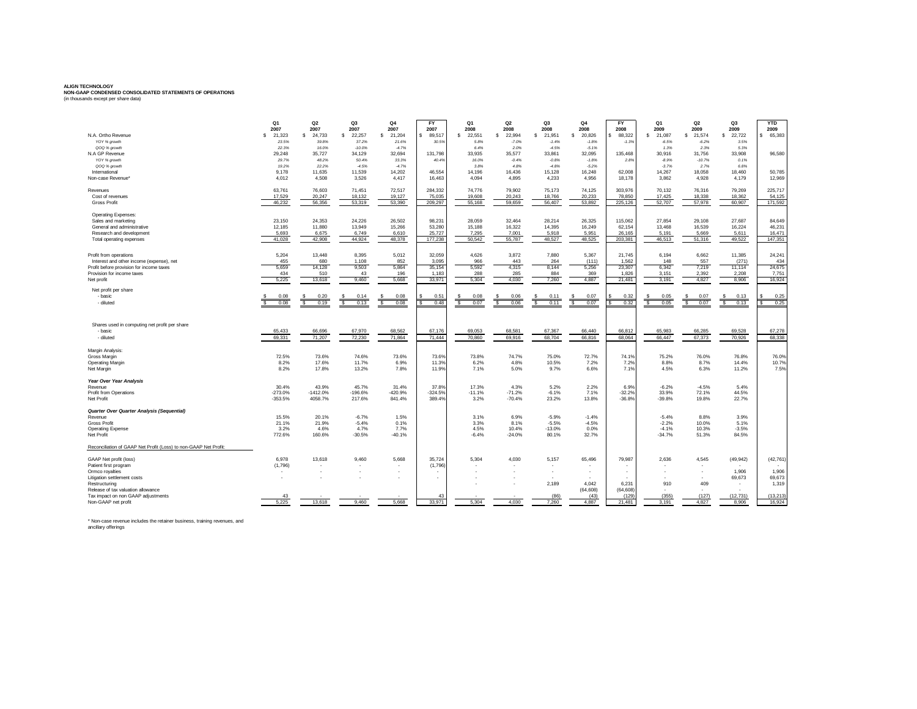**ALIGN TECHNOLOGY**
**NON-GAAP CONDENSED CONSOLIDATED STATEMENTS OF OPERATIONS**
(in thousands except per share data)

| | Q1 2007 | Q2 2007 | Q3 2007 | Q4 2007 | FY 2007 | Q1 2008 | Q2 2008 | Q3 2008 | Q4 2008 | FY 2008 | Q1 2009 | Q2 2009 | Q3 2009 | YTD 2009 |
|---|---|---|---|---|---|---|---|---|---|---|---|---|---|---|
| N.A. Ortho Revenue | $ 21,323 | $ 24,733 | $ 22,257 | $ 21,204 | $ 89,517 | $ 22,551 | $ 22,994 | $ 21,951 | $ 20,826 | $ 88,322 | $ 21,087 | $ 21,574 | $ 22,722 | $ 65,383 |
| *YOY % growth* | *23.5%* | *39.8%* | *37.2%* | *21.6%* | *30.5%* | *5.8%* | *-7.0%* | *-1.4%* | *-1.8%* | *-1.3%* | *-6.5%* | *-6.2%* | *3.5%* | |
| *QOQ % growth* | *22.3%* | *16.0%* | *-10.0%* | *-4.7%* | | *6.4%* | *2.0%* | *-4.5%* | *-5.1%* | | *1.3%* | *2.3%* | *5.3%* | |
| N.A GP Revenue | 29,248 | 35,727 | 34,129 | 32,694 | 131,798 | 33,935 | 35,577 | 33,861 | 32,095 | 135,468 | 30,916 | 31,756 | 33,908 | 96,580 |
| *YOY % growth* | *29.7%* | *48.2%* | *50.4%* | *33.3%* | *40.4%* | *16.0%* | *-0.4%* | *-0.8%* | *-1.8%* | *2.8%* | *-8.9%* | *-10.7%* | *0.1%* | |
| *QOQ % growth* | *19.2%* | *22.2%* | *-4.5%* | *-4.7%* | | *3.8%* | *4.8%* | *-4.8%* | *-5.2%* | | *-3.7%* | *2.7%* | *6.8%* | |
| International | 9,178 | 11,635 | 11,539 | 14,202 | 46,554 | 14,196 | 16,436 | 15,128 | 16,248 | 62,008 | 14,267 | 18,058 | 18,460 | 50,785 |
| Non-case Revenue* | 4,012 | 4,508 | 3,526 | 4,417 | 16,463 | 4,094 | 4,895 | 4,233 | 4,956 | 18,178 | 3,862 | 4,928 | 4,179 | 12,969 |
| Revenues | 63,761 | 76,603 | 71,451 | 72,517 | 284,332 | 74,776 | 79,902 | 75,173 | 74,125 | 303,976 | 70,132 | 76,316 | 79,269 | 225,717 |
| Cost of revenues | 17,529 | 20,247 | 18,132 | 19,127 | 75,035 | 19,608 | 20,243 | 18,766 | 20,233 | 78,850 | 17,425 | 18,338 | 18,362 | 54,125 |
| Gross Profit | 46,232 | 56,356 | 53,319 | 53,390 | 209,297 | 55,168 | 59,659 | 56,407 | 53,892 | 225,126 | 52,707 | 57,978 | 60,907 | 171,592 |
| Operating Expenses: | | | | | | | | | | | | | | |
| Sales and marketing | 23,150 | 24,353 | 24,226 | 26,502 | 98,231 | 28,059 | 32,464 | 28,214 | 26,325 | 115,062 | 27,854 | 29,108 | 27,687 | 84,649 |
| General and administrative | 12,185 | 11,880 | 13,949 | 15,266 | 53,280 | 15,188 | 16,322 | 14,395 | 16,249 | 62,154 | 13,468 | 16,539 | 16,224 | 46,231 |
| Research and development | 5,693 | 6,675 | 6,749 | 6,610 | 25,727 | 7,295 | 7,001 | 5,918 | 5,951 | 26,165 | 5,191 | 5,669 | 5,611 | 16,471 |
| Total operating expenses | 41,028 | 42,908 | 44,924 | 48,378 | 177,238 | 50,542 | 55,787 | 48,527 | 48,525 | 203,381 | 46,513 | 51,316 | 49,522 | 147,351 |
| Profit from operations | 5,204 | 13,448 | 8,395 | 5,012 | 32,059 | 4,626 | 3,872 | 7,880 | 5,367 | 21,745 | 6,194 | 6,662 | 11,385 | 24,241 |
| Interest and other income (expense), net | 455 | 680 | 1,108 | 852 | 3,095 | 966 | 443 | 264 | (111) | 1,562 | 148 | 557 | (271) | 434 |
| Profit before provision for income taxes | 5,659 | 14,128 | 9,503 | 5,864 | 35,154 | 5,592 | 4,315 | 8,144 | 5,256 | 23,307 | 6,342 | 7,219 | 11,114 | 24,675 |
| Provision for income taxes | 434 | 510 | 43 | 196 | 1,183 | 288 | 285 | 884 | 369 | 1,826 | 3,151 | 2,392 | 2,208 | 7,751 |
| Net profit | 5,225 | 13,618 | 9,460 | 5,668 | 33,971 | 5,304 | 4,030 | 7,260 | 4,887 | 21,481 | 3,191 | 4,827 | 8,906 | 16,924 |
| Net profit per share | | | | | | | | | | | | | | |
| - basic | $ 0.08 | $ 0.20 | $ 0.14 | $ 0.08 | $ 0.51 | $ 0.08 | $ 0.06 | $ 0.11 | $ 0.07 | $ 0.32 | $ 0.05 | $ 0.07 | $ 0.13 | $ 0.25 |
| - diluted | $ 0.08 | $ 0.19 | $ 0.13 | $ 0.08 | $ 0.48 | $ 0.07 | $ 0.06 | $ 0.11 | $ 0.07 | $ 0.32 | $ 0.05 | $ 0.07 | $ 0.13 | $ 0.25 |
| Shares used in computing net profit per share | | | | | | | | | | | | | | |
| - basic | 65,433 | 66,696 | 67,970 | 68,562 | 67,176 | 69,053 | 68,581 | 67,367 | 66,440 | 66,812 | 65,983 | 66,285 | 69,528 | 67,278 |
| - diluted | 69,331 | 71,207 | 72,230 | 71,864 | 71,444 | 70,860 | 69,916 | 68,704 | 66,816 | 68,064 | 66,447 | 67,373 | 70,926 | 68,338 |
| Margin Analysis: | | | | | | | | | | | | | | |
| Gross Margin | 72.5% | 73.6% | 74.6% | 73.6% | 73.6% | 73.8% | 74.7% | 75.0% | 72.7% | 74.1% | 75.2% | 76.0% | 76.8% | 76.0% |
| Operating Margin | 8.2% | 17.6% | 11.7% | 6.9% | 11.3% | 6.2% | 4.8% | 10.5% | 7.2% | 7.2% | 8.8% | 8.7% | 14.4% | 10.7% |
| Net Margin | 8.2% | 17.8% | 13.2% | 7.8% | 11.9% | 7.1% | 5.0% | 9.7% | 6.6% | 7.1% | 4.5% | 6.3% | 11.2% | 7.5% |
| ***Year Over Year Analysis*** | | | | | | | | | | | | | | |
| Revenue | 30.4% | 43.9% | 45.7% | 31.4% | 37.8% | 17.3% | 4.3% | 5.2% | 2.2% | 6.9% | -6.2% | -4.5% | 5.4% | |
| Profit from Operations | -273.0% | -1412.0% | -196.6% | -420.9% | -324.5% | -11.1% | -71.2% | -6.1% | 7.1% | -32.2% | 33.9% | 72.1% | 44.5% | |
| Net Profit | -353.5% | 4058.7% | 217.6% | 841.4% | 389.4% | 3.2% | -70.4% | 23.2% | 13.8% | -36.8% | -39.8% | 19.8% | 22.7% | |
| ***Quarter Over Quarter Analysis (Sequential)*** | | | | | | | | | | | | | | |
| Revenue | 15.5% | 20.1% | -6.7% | 1.5% | | 3.1% | 6.9% | -5.9% | -1.4% | | -5.4% | 8.8% | 3.9% | |
| Gross Profit | 21.1% | 21.9% | -5.4% | 0.1% | | 3.3% | 8.1% | -5.5% | -4.5% | | -2.2% | 10.0% | 5.1% | |
| Operating Expense | 3.2% | 4.6% | 4.7% | 7.7% | | 4.5% | 10.4% | -13.0% | 0.0% | | -4.1% | 10.3% | -3.5% | |
| Net Profit | 772.6% | 160.6% | -30.5% | -40.1% | | -6.4% | -24.0% | 80.1% | 32.7% | | -34.7% | 51.3% | 84.5% | |
| Reconciliation of GAAP Net Profit (Loss) to non-GAAP Net Profit: | | | | | | | | | | | | | | |
| GAAP Net profit (loss) | 6,978 | 13,618 | 9,460 | 5,668 | 35,724 | 5,304 | 4,030 | 5,157 | 65,496 | 79,987 | 2,636 | 4,545 | (49,942) | (42,761) |
| Patient first program | (1,796) | - | - | - | (1,796) | - | - | - | - | - | - | - | - | - |
| Ormco royalties | - | - | - | - | - | - | - | - | - | - | - | - | 1,906 | 1,906 |
| Litigation settlement costs | - | - | - | - | - | - | - | - | - | - | - | - | 69,673 | 69,673 |
| Restructuring | | | | | | - | - | 2,189 | 4,042 | 6,231 | 910 | 409 | - | 1,319 |
| Release of tax valuation allowance | | | | | | | | | (64,608) | (64,608) | - | - | - | |
| Tax impact on non GAAP adjustments | 43 | - | - | - | 43 | - | - | (86) | (43) | (129) | (355) | (127) | (12,731) | (13,213) |
| Non-GAAP net profit | 5,225 | 13,618 | 9,460 | 5,668 | 33,971 | 5,304 | 4,030 | 7,260 | 4,887 | 21,481 | 3,191 | 4,827 | 8,906 | 16,924 |

\* Non-case revenue includes the retainer business, training revenues, and ancillary offerings